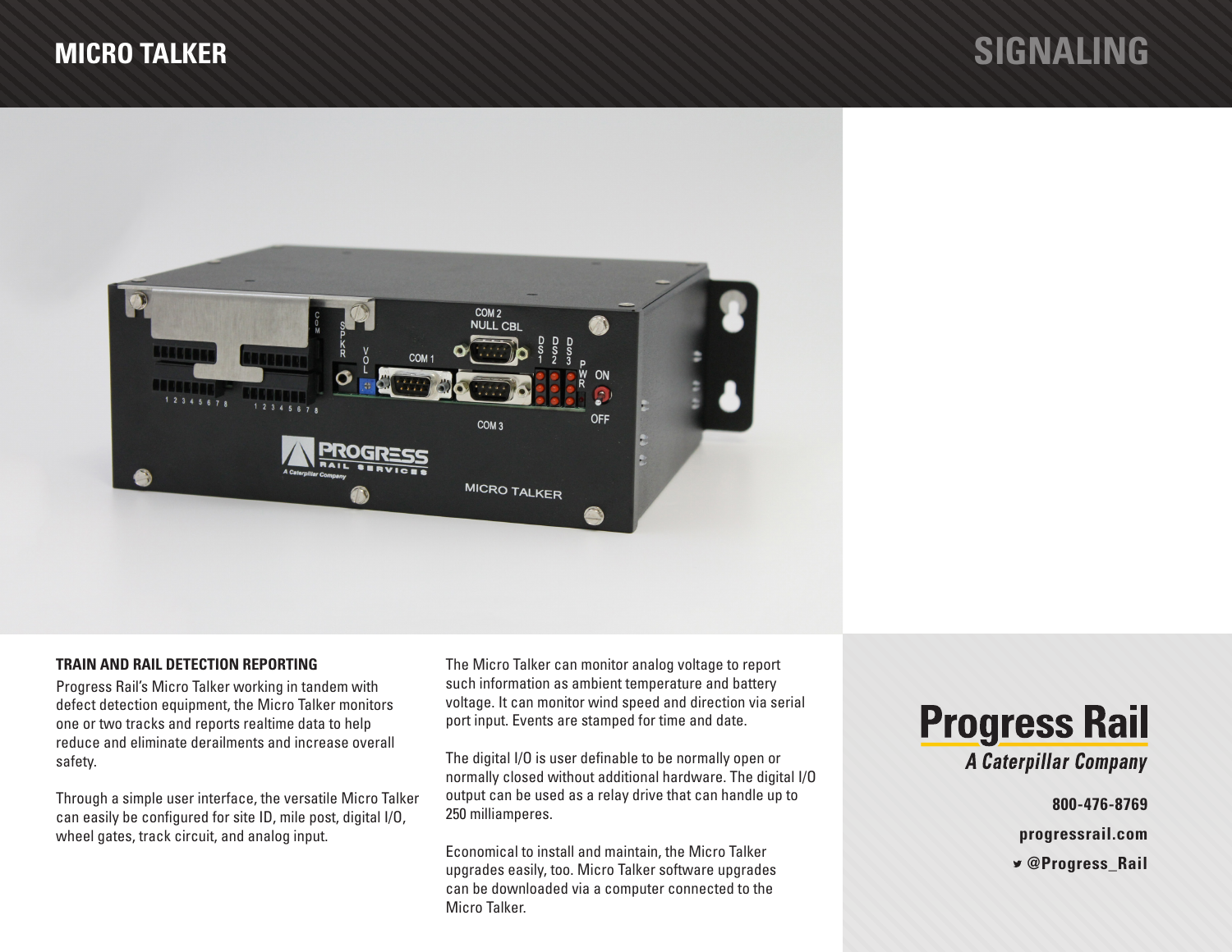# MICRO TALKER

## SIGNALING

### TRAIN AND RAIL DETECTION REPORTING

Progress Rail's Micro Talker working in tandem with defect detection equipment, the Micro Talker monitors one or two tracks and reports realtime data to help reduce and eliminate derailments and increase overall safety.

Through a simple user interface, the versatile Micro Talker can easily be configured for site ID, mile post, digital I/O, wheel gates, track circuit, and analog input.

The Micro Talker can monitor analog voltage to report such information as ambient temperature and battery voltage. It can monitor wind speed and direction via serial port input. Events are stamped for time and date.

The digital I/O is user definable to be normally open or normally closed without additional hardware. The digital I/O output can be used as a relay drive that can handle up to 250 milliamperes.

Economical to install and maintain, the Micro Talker upgrades easily, too. Micro Talker software upgrades can be downloaded via a computer connected to the Micro Talker.

**Progress Rail**
*A Caterpillar Company*

**800-476-8769**

**progressrail.com**

**@Progress_Rail**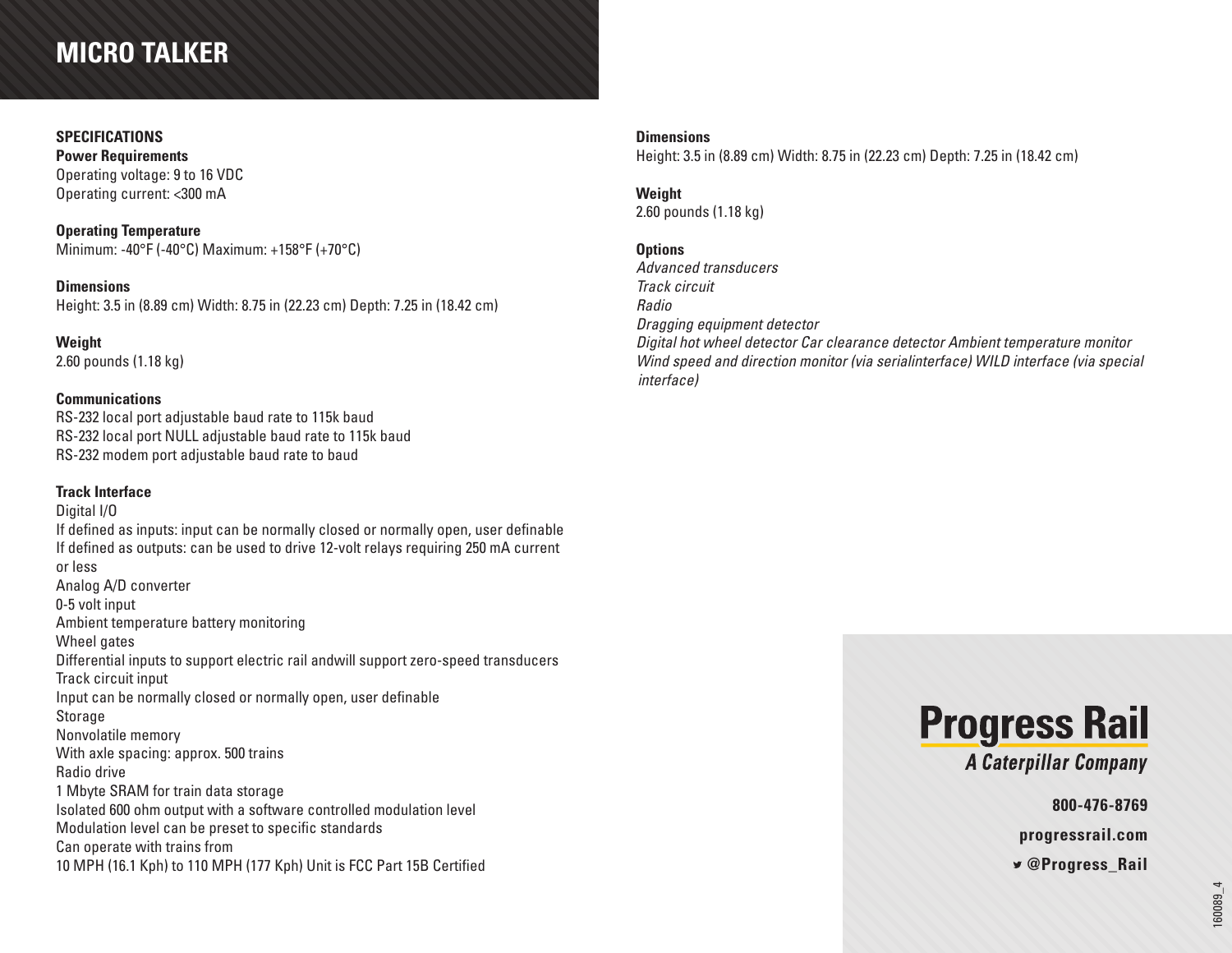# MICRO TALKER

## SPECIFICATIONS

**Power Requirements**
Operating voltage: 9 to 16 VDC
Operating current: <300 mA

**Operating Temperature**
Minimum: -40°F (-40°C) Maximum: +158°F (+70°C)

**Dimensions**
Height: 3.5 in (8.89 cm) Width: 8.75 in (22.23 cm) Depth: 7.25 in (18.42 cm)

**Weight**
2.60 pounds (1.18 kg)

**Communications**
RS-232 local port adjustable baud rate to 115k baud
RS-232 local port NULL adjustable baud rate to 115k baud
RS-232 modem port adjustable baud rate to baud

**Track Interface**
Digital I/O
If defined as inputs: input can be normally closed or normally open, user definable
If defined as outputs: can be used to drive 12-volt relays requiring 250 mA current or less
Analog A/D converter
0-5 volt input
Ambient temperature battery monitoring
Wheel gates
Differential inputs to support electric rail andwill support zero-speed transducers
Track circuit input
Input can be normally closed or normally open, user definable
Storage
Nonvolatile memory
With axle spacing: approx. 500 trains
Radio drive
1 Mbyte SRAM for train data storage
Isolated 600 ohm output with a software controlled modulation level
Modulation level can be preset to specific standards
Can operate with trains from
10 MPH (16.1 Kph) to 110 MPH (177 Kph) Unit is FCC Part 15B Certified

**Dimensions**
Height: 3.5 in (8.89 cm) Width: 8.75 in (22.23 cm) Depth: 7.25 in (18.42 cm)

**Weight**
2.60 pounds (1.18 kg)

**Options**
*Advanced transducers*
*Track circuit*
*Radio*
*Dragging equipment detector*
*Digital hot wheel detector Car clearance detector Ambient temperature monitor*
*Wind speed and direction monitor (via serialinterface) WILD interface (via special interface)*

**Progress Rail**
*A Caterpillar Company*

800-476-8769
progressrail.com
@Progress_Rail

160089_4